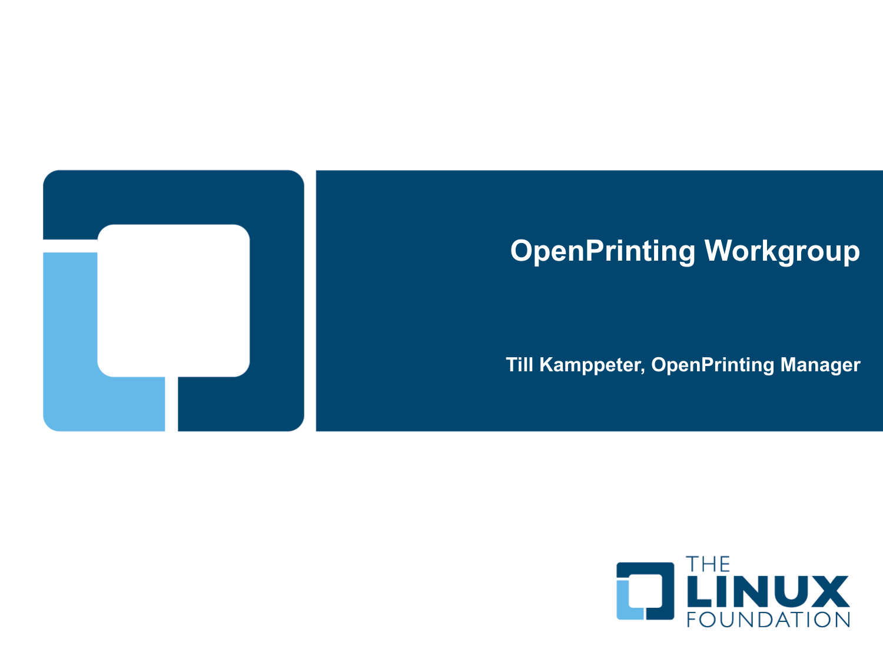# OpenPrinting Workgroup

**Till Kamppeter, OpenPrinting Manager**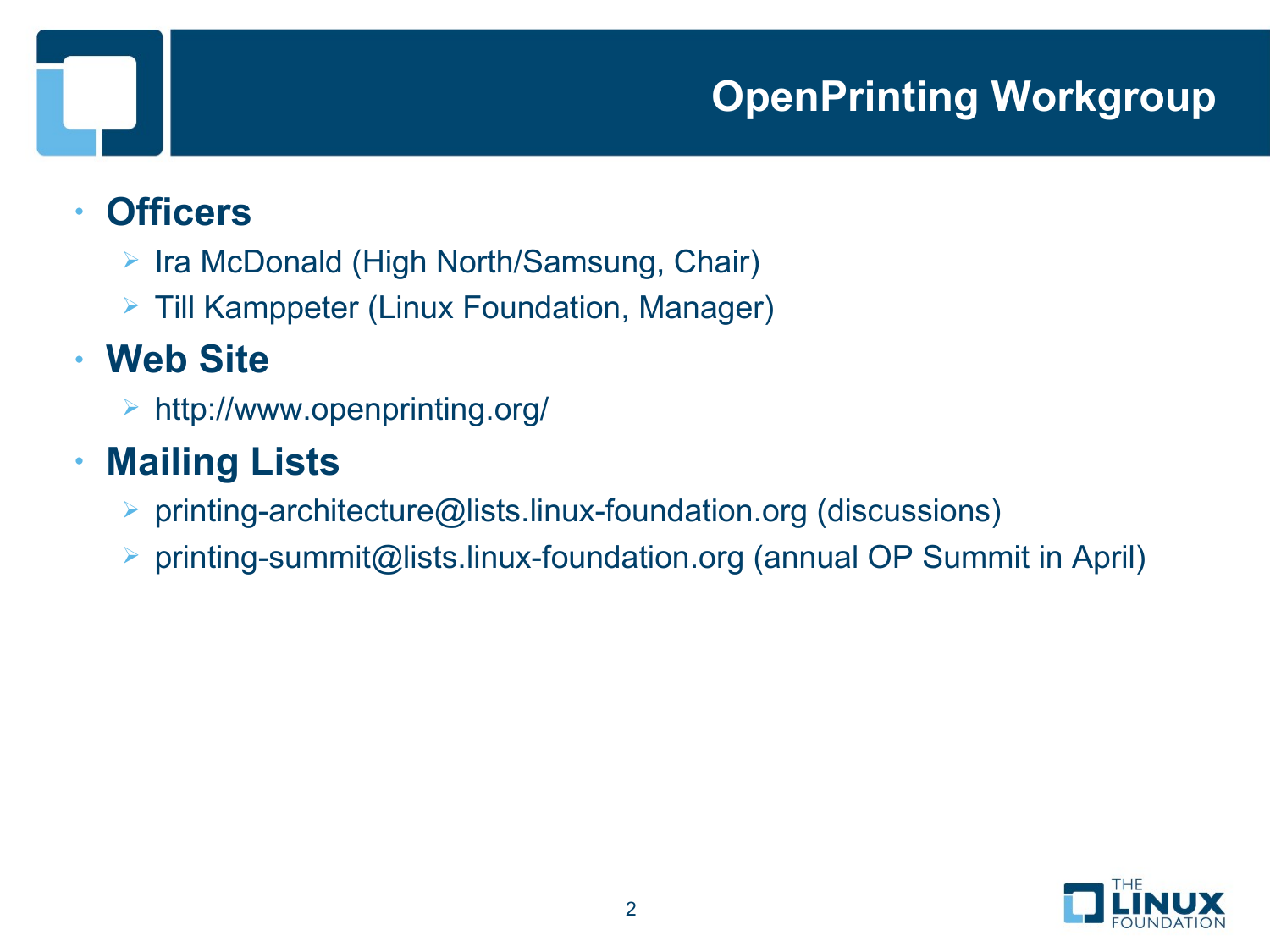# OpenPrinting Workgroup

- **Officers**
  - Ira McDonald (High North/Samsung, Chair)
  - Till Kamppeter (Linux Foundation, Manager)
- **Web Site**
  - http://www.openprinting.org/
- **Mailing Lists**
  - printing-architecture@lists.linux-foundation.org (discussions)
  - printing-summit@lists.linux-foundation.org (annual OP Summit in April)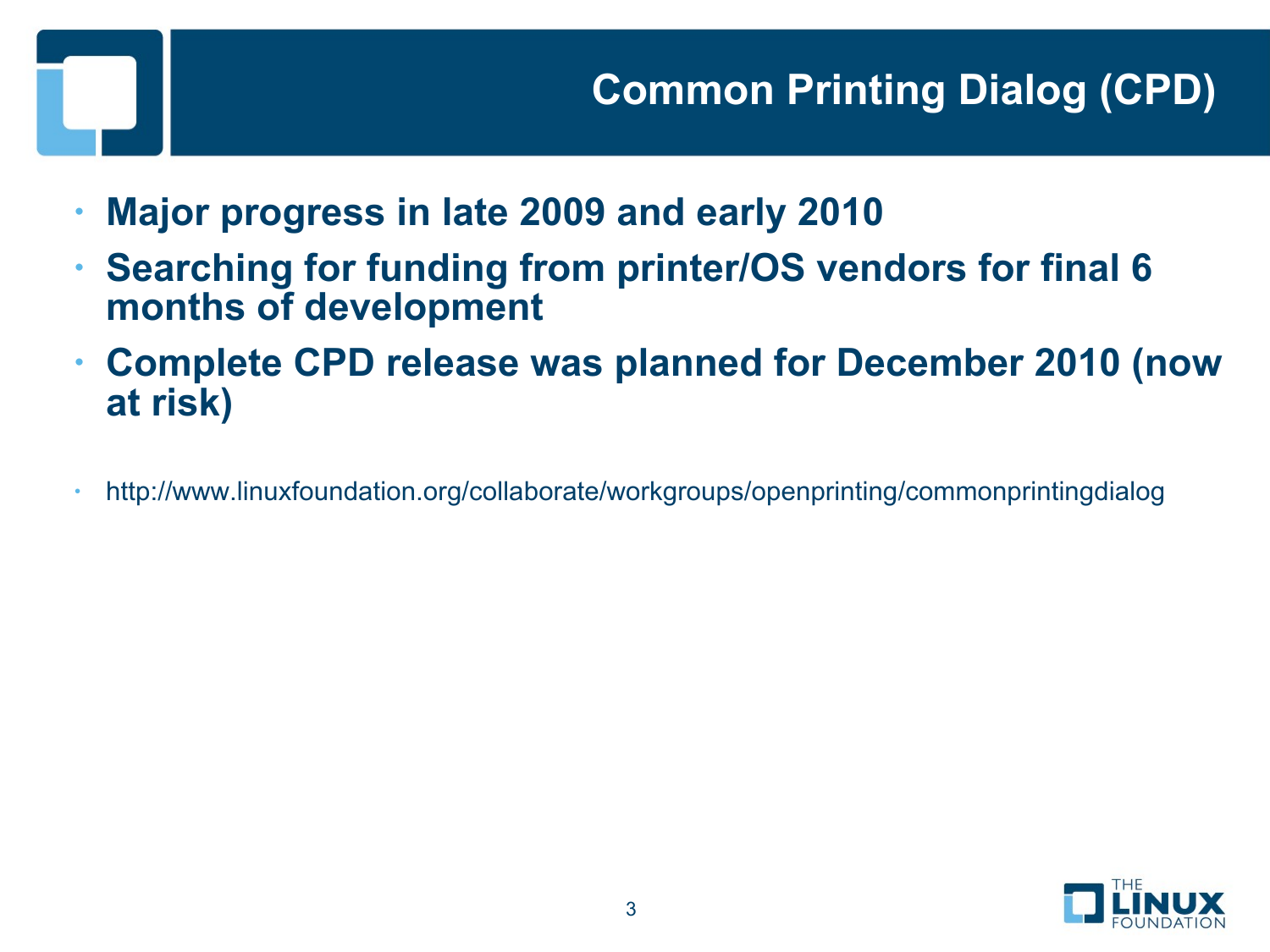# Common Printing Dialog (CPD)

- **Major progress in late 2009 and early 2010**
- **Searching for funding from printer/OS vendors for final 6 months of development**
- **Complete CPD release was planned for December 2010 (now at risk)**

- http://www.linuxfoundation.org/collaborate/workgroups/openprinting/commonprintingdialog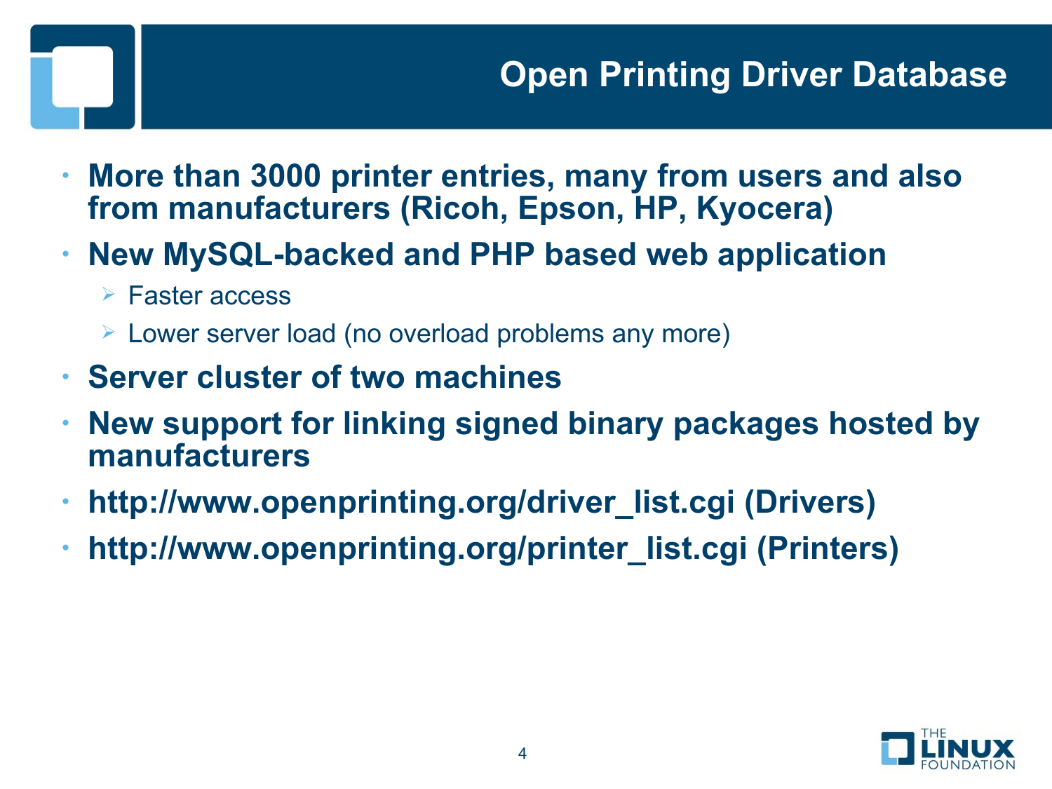# Open Printing Driver Database

- **More than 3000 printer entries, many from users and also from manufacturers (Ricoh, Epson, HP, Kyocera)**
- **New MySQL-backed and PHP based web application**
  - Faster access
  - Lower server load (no overload problems any more)
- **Server cluster of two machines**
- **New support for linking signed binary packages hosted by manufacturers**
- **http://www.openprinting.org/driver_list.cgi (Drivers)**
- **http://www.openprinting.org/printer_list.cgi (Printers)**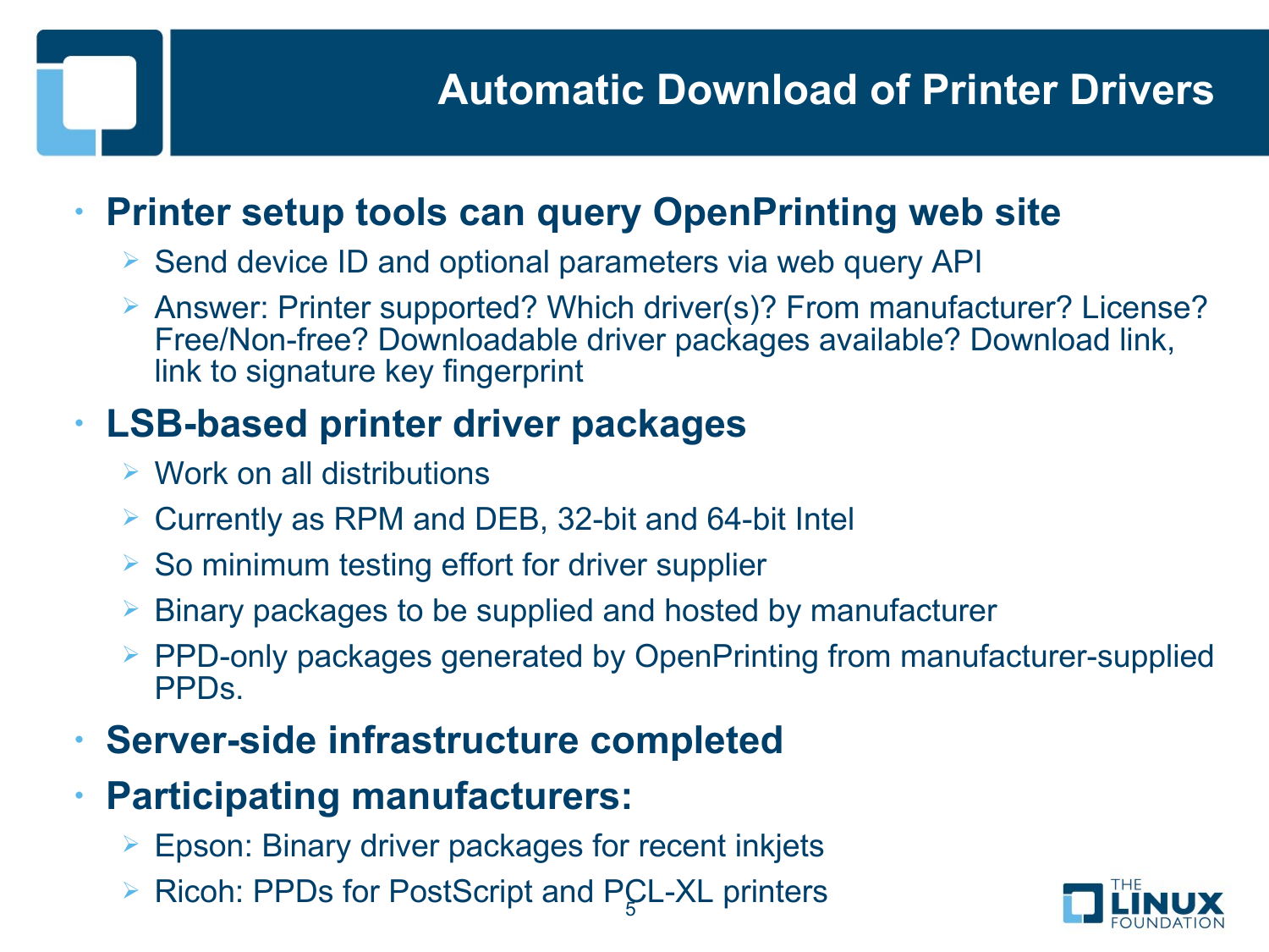# Automatic Download of Printer Drivers

- **Printer setup tools can query OpenPrinting web site**
  - Send device ID and optional parameters via web query API
  - Answer: Printer supported? Which driver(s)? From manufacturer? License? Free/Non-free? Downloadable driver packages available? Download link, link to signature key fingerprint
- **LSB-based printer driver packages**
  - Work on all distributions
  - Currently as RPM and DEB, 32-bit and 64-bit Intel
  - So minimum testing effort for driver supplier
  - Binary packages to be supplied and hosted by manufacturer
  - PPD-only packages generated by OpenPrinting from manufacturer-supplied PPDs.
- **Server-side infrastructure completed**
- **Participating manufacturers:**
  - Epson: Binary driver packages for recent inkjets
  - Ricoh: PPDs for PostScript and PCL-XL printers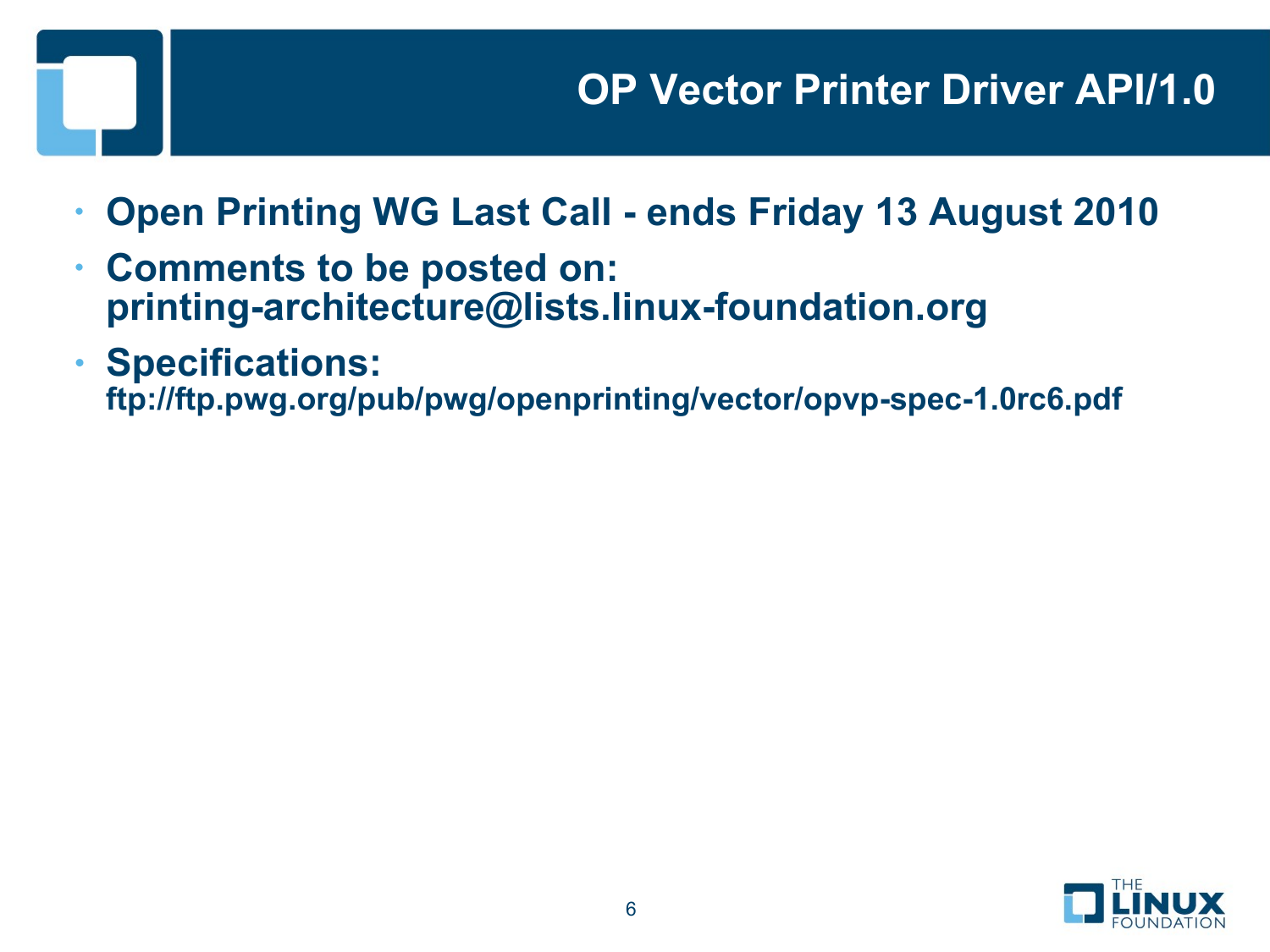# OP Vector Printer Driver API/1.0

- **Open Printing WG Last Call - ends Friday 13 August 2010**
- **Comments to be posted on: printing-architecture@lists.linux-foundation.org**
- **Specifications: ftp://ftp.pwg.org/pub/pwg/openprinting/vector/opvp-spec-1.0rc6.pdf**